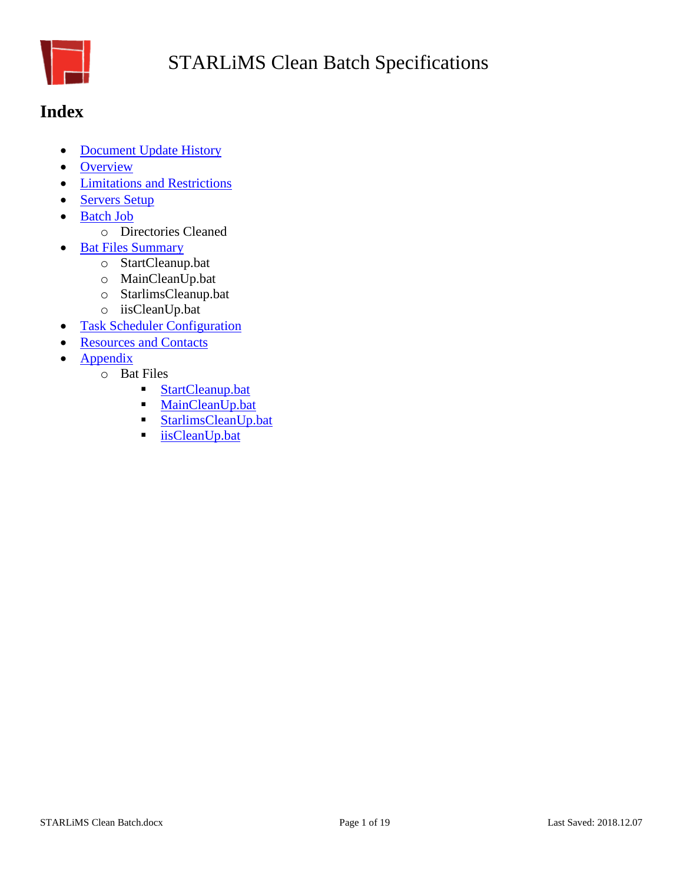# STARLiMS Clean Batch Specifications

## Index

- Document Update History
- Overview
- Limitations and Restrictions
- Servers Setup
- Batch Job
  - Directories Cleaned
- Bat Files Summary
  - StartCleanup.bat
  - MainCleanUp.bat
  - StarlimsCleanup.bat
  - iisCleanUp.bat
- Task Scheduler Configuration
- Resources and Contacts
- Appendix
  - Bat Files
    - StartCleanup.bat
    - MainCleanUp.bat
    - StarlimsCleanUp.bat
    - iisCleanUp.bat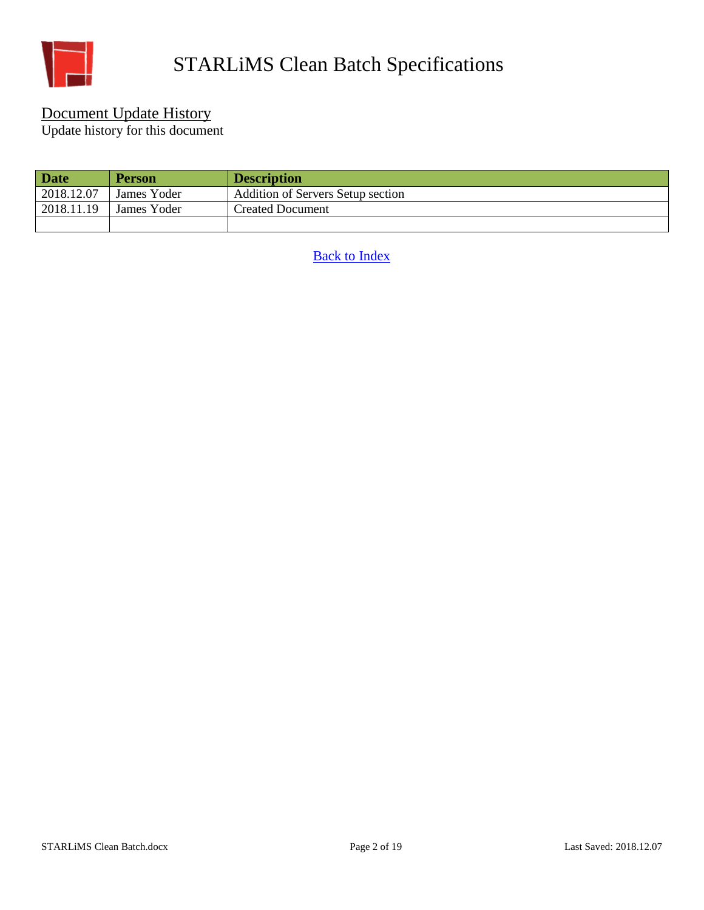# STARLiMS Clean Batch Specifications

## Document Update History

Update history for this document

| Date | Person | Description |
| --- | --- | --- |
| 2018.12.07 | James Yoder | Addition of Servers Setup section |
| 2018.11.19 | James Yoder | Created Document |
| | | |

Back to Index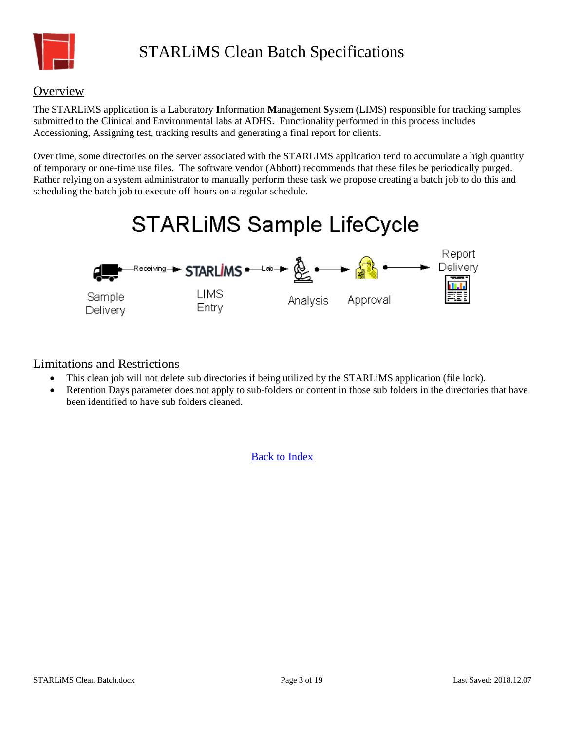# STARLiMS Clean Batch Specifications

## Overview

The STARLiMS application is a **L**aboratory **I**nformation **M**anagement **S**ystem (LIMS) responsible for tracking samples submitted to the Clinical and Environmental labs at ADHS. Functionality performed in this process includes Accessioning, Assigning test, tracking results and generating a final report for clients.

Over time, some directories on the server associated with the STARLIMS application tend to accumulate a high quantity of temporary or one-time use files. The software vendor (Abbott) recommends that these files be periodically purged. Rather relying on a system administrator to manually perform these task we propose creating a batch job to do this and scheduling the batch job to execute off-hours on a regular schedule.

**STARLiMS Sample LifeCycle**

Sample Delivery —Receiving→ LIMS Entry —Lab→ Analysis → Approval → Report Delivery

## Limitations and Restrictions

- This clean job will not delete sub directories if being utilized by the STARLiMS application (file lock).
- Retention Days parameter does not apply to sub-folders or content in those sub folders in the directories that have been identified to have sub folders cleaned.

[Back to Index]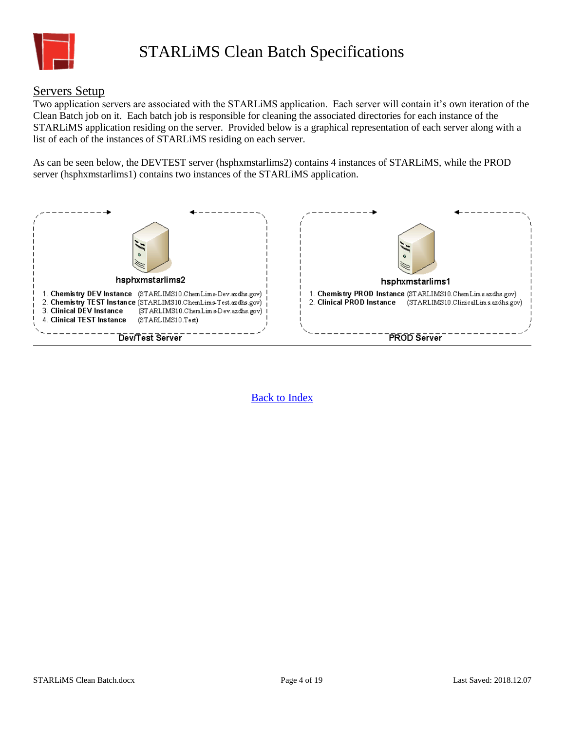# STARLiMS Clean Batch Specifications

## Servers Setup

Two application servers are associated with the STARLiMS application. Each server will contain it's own iteration of the Clean Batch job on it. Each batch job is responsible for cleaning the associated directories for each instance of the STARLiMS application residing on the server. Provided below is a graphical representation of each server along with a list of each of the instances of STARLiMS residing on each server.

As can be seen below, the DEVTEST server (hsphxmstarlims2) contains 4 instances of STARLiMS, while the PROD server (hsphxmstarlims1) contains two instances of the STARLiMS application.

**hsphxmstarlims2**

1. **Chemistry DEV Instance** (STARLIMS10.ChemLims-Dev.azdhs.gov)
2. **Chemistry TEST Instance** (STARLIMS10.ChemLims-Test.azdhs.gov)
3. **Clinical DEV Instance** (STARLIMS10.ChemLims-Dev.azdhs.gov)
4. **Clinical TEST Instance** (STARLIMS10.Test)

Dev/Test Server

**hsphxmstarlims1**

1. **Chemistry PROD Instance** (STARLIMS10.ChemLims.azdhs.gov)
2. **Clinical PROD Instance** (STARLIMS10.ClinicalLims.azdhs.gov)

PROD Server

Back to Index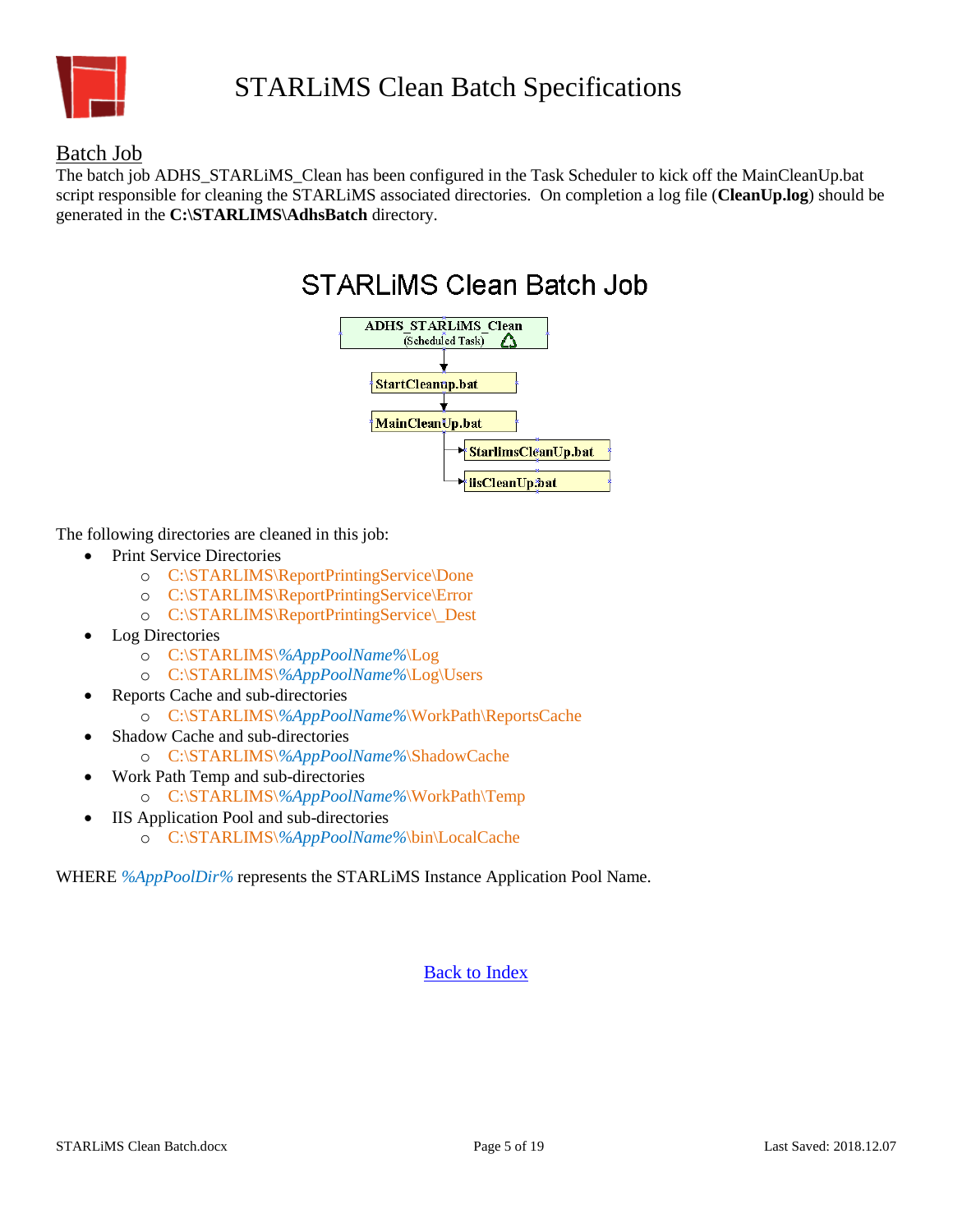# STARLiMS Clean Batch Specifications

## Batch Job

The batch job ADHS_STARLiMS_Clean has been configured in the Task Scheduler to kick off the MainCleanUp.bat script responsible for cleaning the STARLiMS associated directories. On completion a log file (**CleanUp.log**) should be generated in the **C:\STARLIMS\AdhsBatch** directory.

### STARLiMS Clean Batch Job

- ADHS_STARLiMS_Clean (Scheduled Task)
  - StartCleanup.bat
    - MainCleanUp.bat
      - StarlimsCleanUp.bat
      - iisCleanUp.bat

The following directories are cleaned in this job:

- Print Service Directories
  - C:\STARLIMS\ReportPrintingService\Done
  - C:\STARLIMS\ReportPrintingService\Error
  - C:\STARLIMS\ReportPrintingService\_Dest
- Log Directories
  - C:\STARLIMS\*%AppPoolName%*\Log
  - C:\STARLIMS\*%AppPoolName%*\Log\Users
- Reports Cache and sub-directories
  - C:\STARLIMS\*%AppPoolName%*\WorkPath\ReportsCache
- Shadow Cache and sub-directories
  - C:\STARLIMS\*%AppPoolName%*\ShadowCache
- Work Path Temp and sub-directories
  - C:\STARLIMS\*%AppPoolName%*\WorkPath\Temp
- IIS Application Pool and sub-directories
  - C:\STARLIMS\*%AppPoolName%*\bin\LocalCache

WHERE *%AppPoolDir%* represents the STARLiMS Instance Application Pool Name.

Back to Index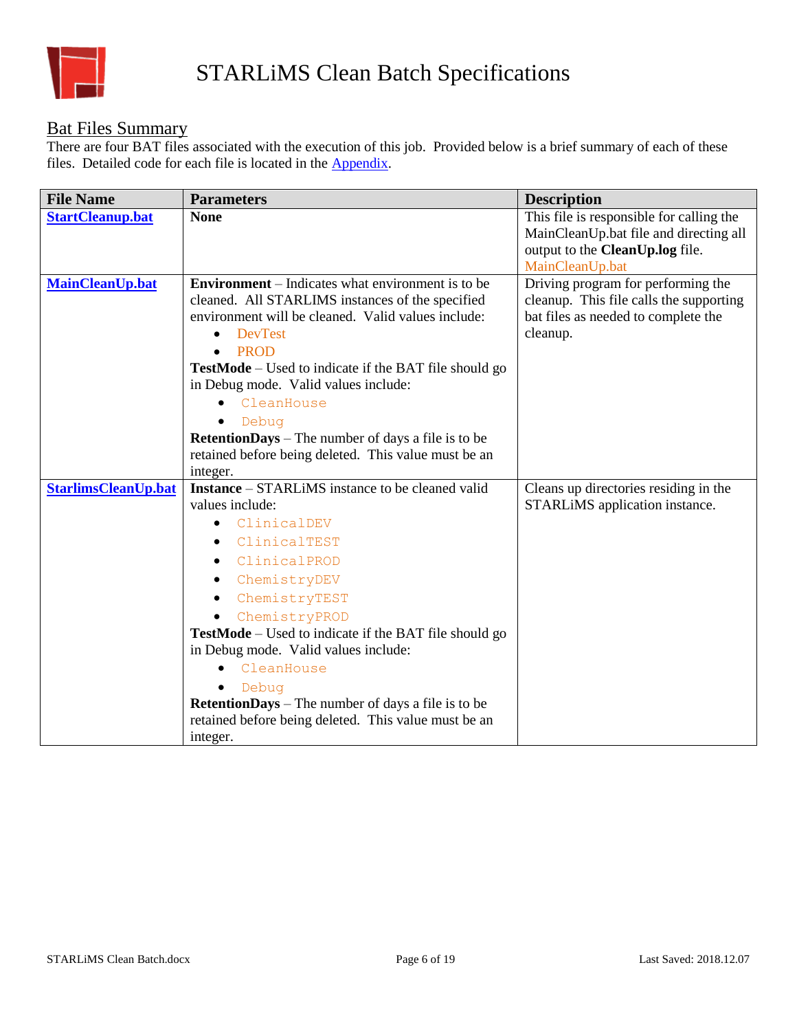# STARLiMS Clean Batch Specifications

## Bat Files Summary

There are four BAT files associated with the execution of this job. Provided below is a brief summary of each of these files. Detailed code for each file is located in the Appendix.

| File Name | Parameters | Description |
|---|---|---|
| **StartCleanup.bat** | **None** | This file is responsible for calling the MainCleanUp.bat file and directing all output to the **CleanUp.log** file. MainCleanUp.bat |
| **MainCleanUp.bat** | **Environment** – Indicates what environment is to be cleaned. All STARLIMS instances of the specified environment will be cleaned. Valid values include:<br>• DevTest<br>• PROD<br>**TestMode** – Used to indicate if the BAT file should go in Debug mode. Valid values include:<br>• `CleanHouse`<br>• `Debug`<br>**RetentionDays** – The number of days a file is to be retained before being deleted. This value must be an integer. | Driving program for performing the cleanup. This file calls the supporting bat files as needed to complete the cleanup. |
| **StarlimsCleanUp.bat** | **Instance** – STARLiMS instance to be cleaned valid values include:<br>• `ClinicalDEV`<br>• `ClinicalTEST`<br>• `ClinicalPROD`<br>• `ChemistryDEV`<br>• `ChemistryTEST`<br>• `ChemistryPROD`<br>**TestMode** – Used to indicate if the BAT file should go in Debug mode. Valid values include:<br>• `CleanHouse`<br>• `Debug`<br>**RetentionDays** – The number of days a file is to be retained before being deleted. This value must be an integer. | Cleans up directories residing in the STARLiMS application instance. |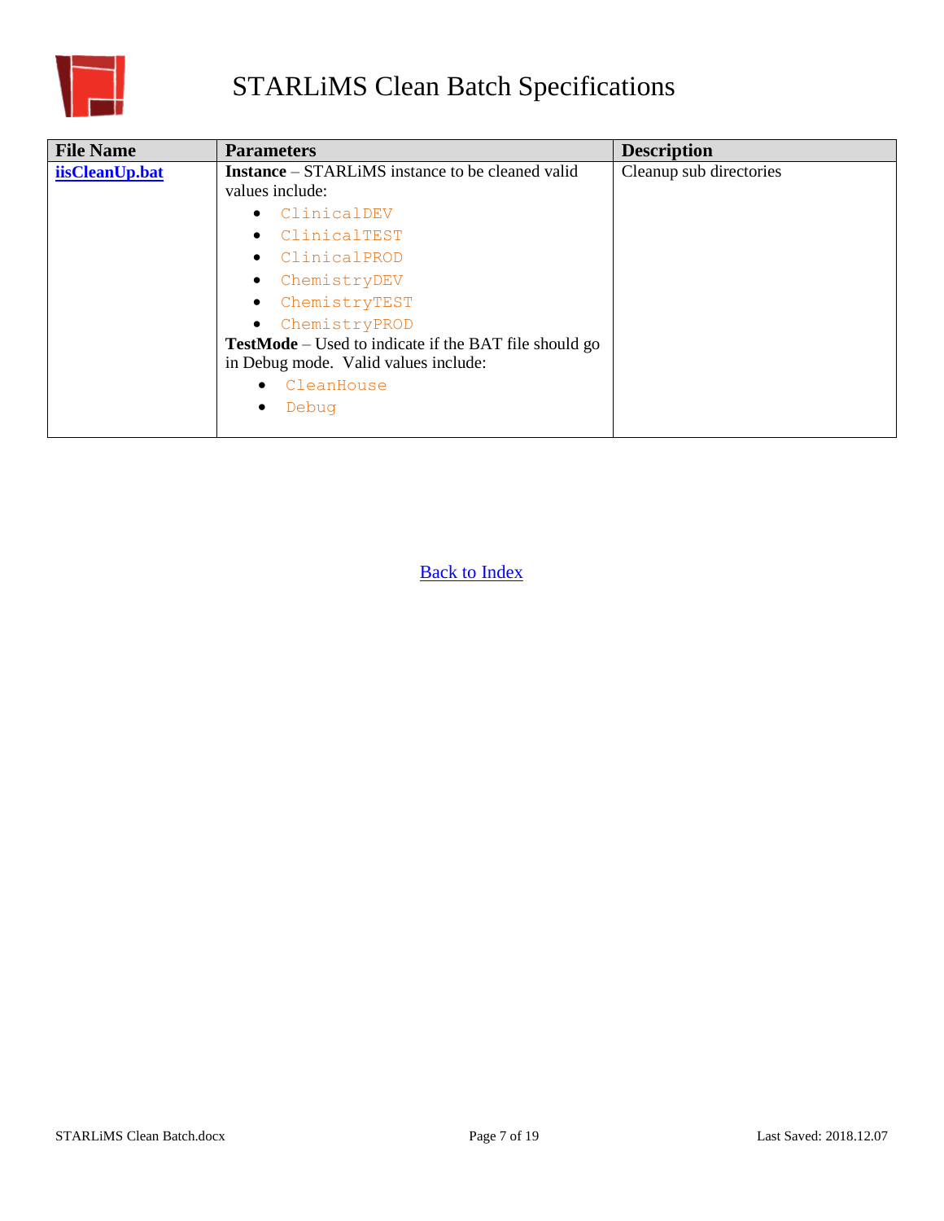# STARLiMS Clean Batch Specifications

| File Name | Parameters | Description |
|---|---|---|
| **iisCleanUp.bat** | **Instance** – STARLiMS instance to be cleaned valid values include: <br>• `ClinicalDEV` <br>• `ClinicalTEST` <br>• `ClinicalPROD` <br>• `ChemistryDEV` <br>• `ChemistryTEST` <br>• `ChemistryPROD` <br>**TestMode** – Used to indicate if the BAT file should go in Debug mode. Valid values include: <br>• `CleanHouse` <br>• `Debug` | Cleanup sub directories |

Back to Index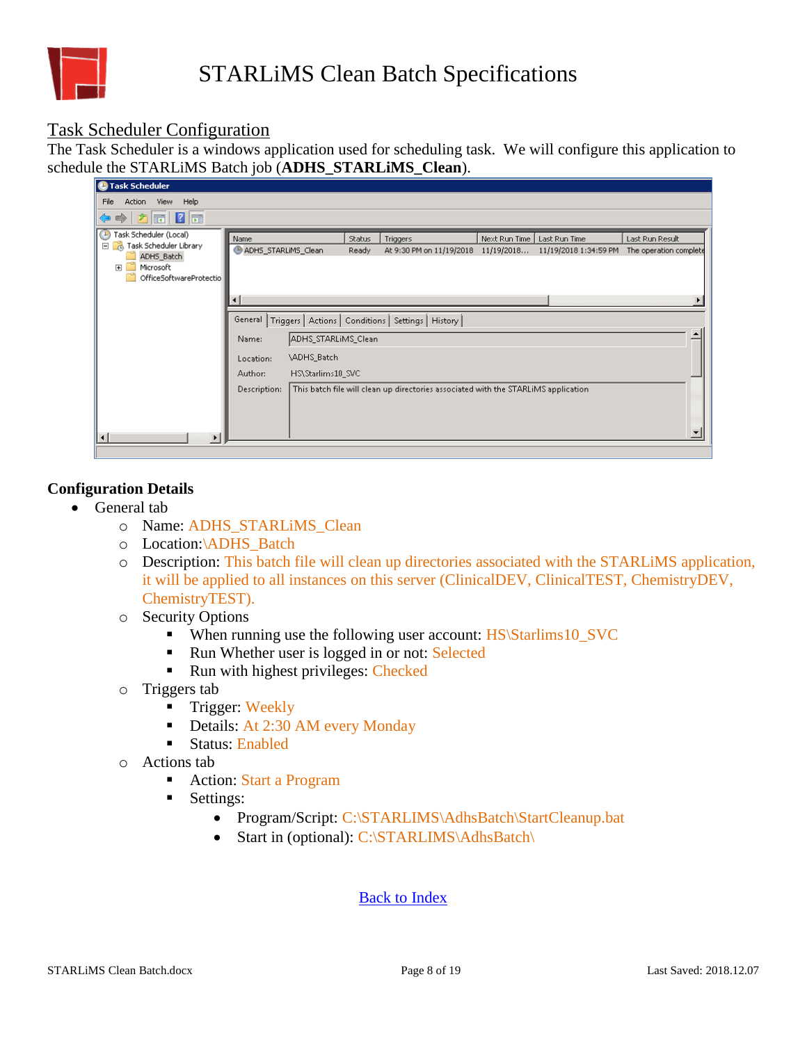# STARLiMS Clean Batch Specifications

## Task Scheduler Configuration

The Task Scheduler is a windows application used for scheduling task. We will configure this application to schedule the STARLiMS Batch job (**ADHS_STARLiMS_Clean**).

**Configuration Details**

- General tab
  - Name: ADHS_STARLiMS_Clean
  - Location:\ADHS_Batch
  - Description: This batch file will clean up directories associated with the STARLiMS application, it will be applied to all instances on this server (ClinicalDEV, ClinicalTEST, ChemistryDEV, ChemistryTEST).
  - Security Options
    - When running use the following user account: HS\Starlims10_SVC
    - Run Whether user is logged in or not: Selected
    - Run with highest privileges: Checked
  - Triggers tab
    - Trigger: Weekly
    - Details: At 2:30 AM every Monday
    - Status: Enabled
  - Actions tab
    - Action: Start a Program
    - Settings:
      - Program/Script: C:\STARLIMS\AdhsBatch\StartCleanup.bat
      - Start in (optional): C:\STARLIMS\AdhsBatch\

[Back to Index]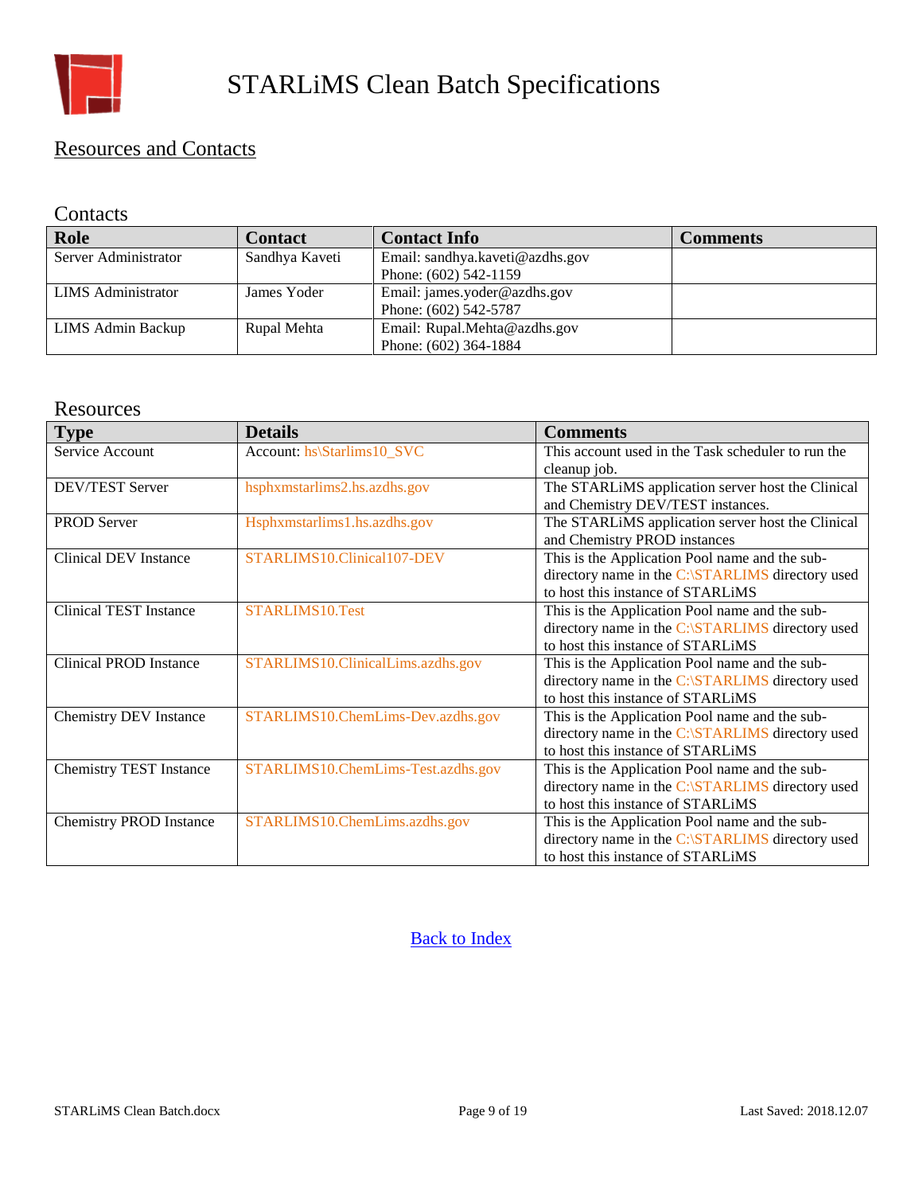# STARLiMS Clean Batch Specifications

## Resources and Contacts

### Contacts

| Role | Contact | Contact Info | Comments |
|---|---|---|---|
| Server Administrator | Sandhya Kaveti | Email: sandhya.kaveti@azdhs.gov<br>Phone: (602) 542-1159 | |
| LIMS Administrator | James Yoder | Email: james.yoder@azdhs.gov<br>Phone: (602) 542-5787 | |
| LIMS Admin Backup | Rupal Mehta | Email: Rupal.Mehta@azdhs.gov<br>Phone: (602) 364-1884 | |

### Resources

| Type | Details | Comments |
|---|---|---|
| Service Account | Account: hs\Starlims10_SVC | This account used in the Task scheduler to run the cleanup job. |
| DEV/TEST Server | hsphxmstarlims2.hs.azdhs.gov | The STARLiMS application server host the Clinical and Chemistry DEV/TEST instances. |
| PROD Server | Hsphxmstarlims1.hs.azdhs.gov | The STARLiMS application server host the Clinical and Chemistry PROD instances |
| Clinical DEV Instance | STARLIMS10.Clinical107-DEV | This is the Application Pool name and the sub-directory name in the C:\STARLIMS directory used to host this instance of STARLiMS |
| Clinical TEST Instance | STARLIMS10.Test | This is the Application Pool name and the sub-directory name in the C:\STARLIMS directory used to host this instance of STARLiMS |
| Clinical PROD Instance | STARLIMS10.ClinicalLims.azdhs.gov | This is the Application Pool name and the sub-directory name in the C:\STARLIMS directory used to host this instance of STARLiMS |
| Chemistry DEV Instance | STARLIMS10.ChemLims-Dev.azdhs.gov | This is the Application Pool name and the sub-directory name in the C:\STARLIMS directory used to host this instance of STARLiMS |
| Chemistry TEST Instance | STARLIMS10.ChemLims-Test.azdhs.gov | This is the Application Pool name and the sub-directory name in the C:\STARLIMS directory used to host this instance of STARLiMS |
| Chemistry PROD Instance | STARLIMS10.ChemLims.azdhs.gov | This is the Application Pool name and the sub-directory name in the C:\STARLIMS directory used to host this instance of STARLiMS |

Back to Index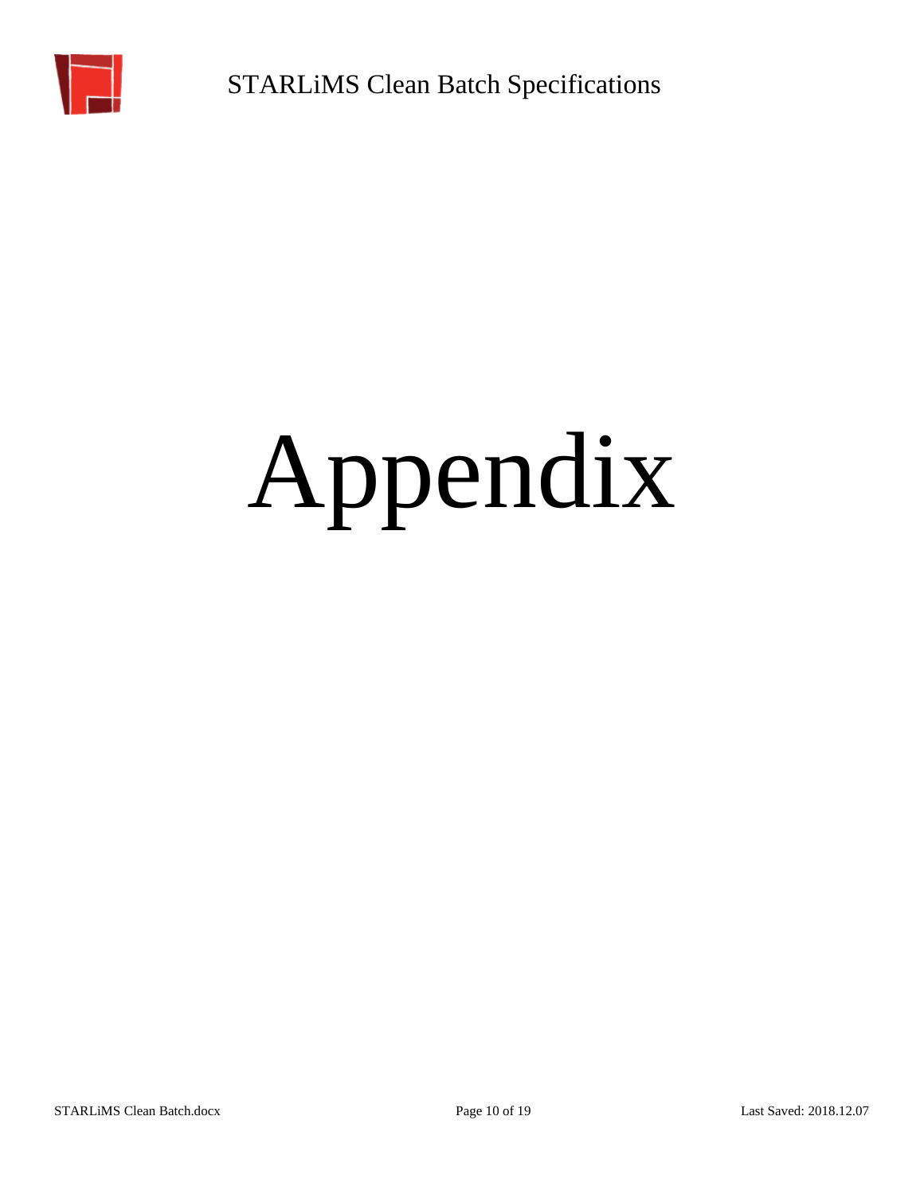# Appendix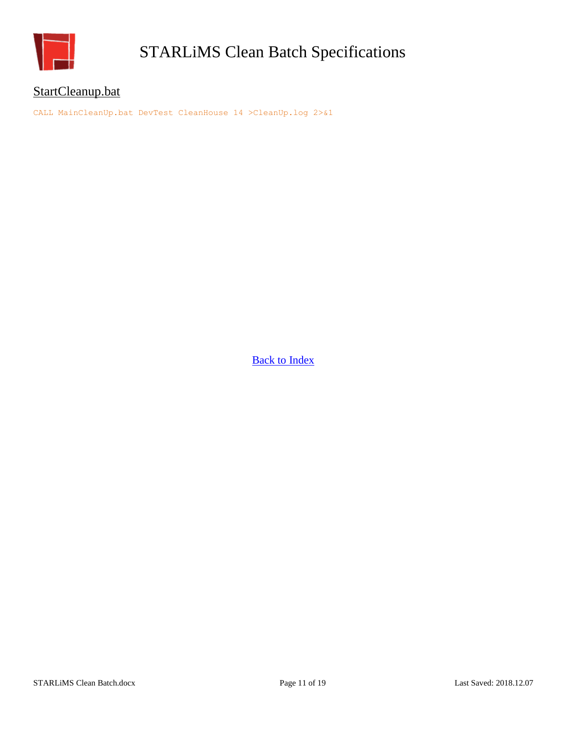## StartCleanup.bat

```
CALL MainCleanUp.bat DevTest CleanHouse 14 >CleanUp.log 2>&1
```

[Back to Index]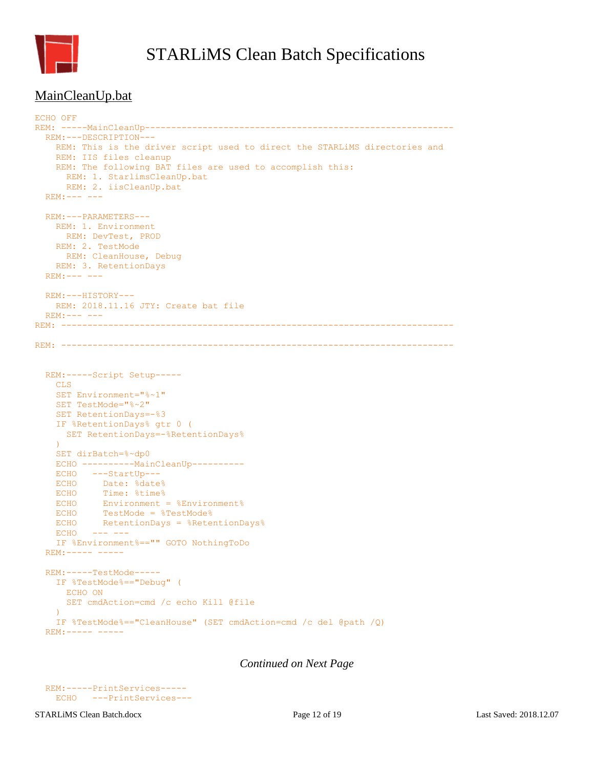## MainCleanUp.bat

```
ECHO OFF
REM: -----MainCleanUp-----------------------------------------------------------
  REM:---DESCRIPTION---
    REM: This is the driver script used to direct the STARLiMS directories and
    REM: IIS files cleanup
    REM: The following BAT files are used to accomplish this:
      REM: 1. StarlimsCleanUp.bat
      REM: 2. iisCleanUp.bat
  REM:--- ---

  REM:---PARAMETERS---
    REM: 1. Environment
      REM: DevTest, PROD
    REM: 2. TestMode
      REM: CleanHouse, Debug
    REM: 3. RetentionDays
  REM:--- ---

  REM:---HISTORY---
    REM: 2018.11.16 JTY: Create bat file
  REM:--- ---
REM: -------------------------------------------------------------------------

REM: -------------------------------------------------------------------------


  REM:-----Script Setup-----
    CLS
    SET Environment="%~1"
    SET TestMode="%~2"
    SET RetentionDays=-%3
    IF %RetentionDays% gtr 0 (
      SET RetentionDays=-%RetentionDays%
    )
    SET dirBatch=%~dp0
    ECHO ----------MainCleanUp----------
    ECHO   ---StartUp---
    ECHO     Date: %date%
    ECHO     Time: %time%
    ECHO     Environment = %Environment%
    ECHO     TestMode = %TestMode%
    ECHO     RetentionDays = %RetentionDays%
    ECHO   --- ---
    IF %Environment%=="" GOTO NothingToDo
  REM:----- -----

  REM:-----TestMode-----
    IF %TestMode%=="Debug" (
      ECHO ON
      SET cmdAction=cmd /c echo Kill @file
    )
    IF %TestMode%=="CleanHouse" (SET cmdAction=cmd /c del @path /Q)
  REM:----- -----
```

*Continued on Next Page*

```
  REM:-----PrintServices-----
    ECHO   ---PrintServices---
```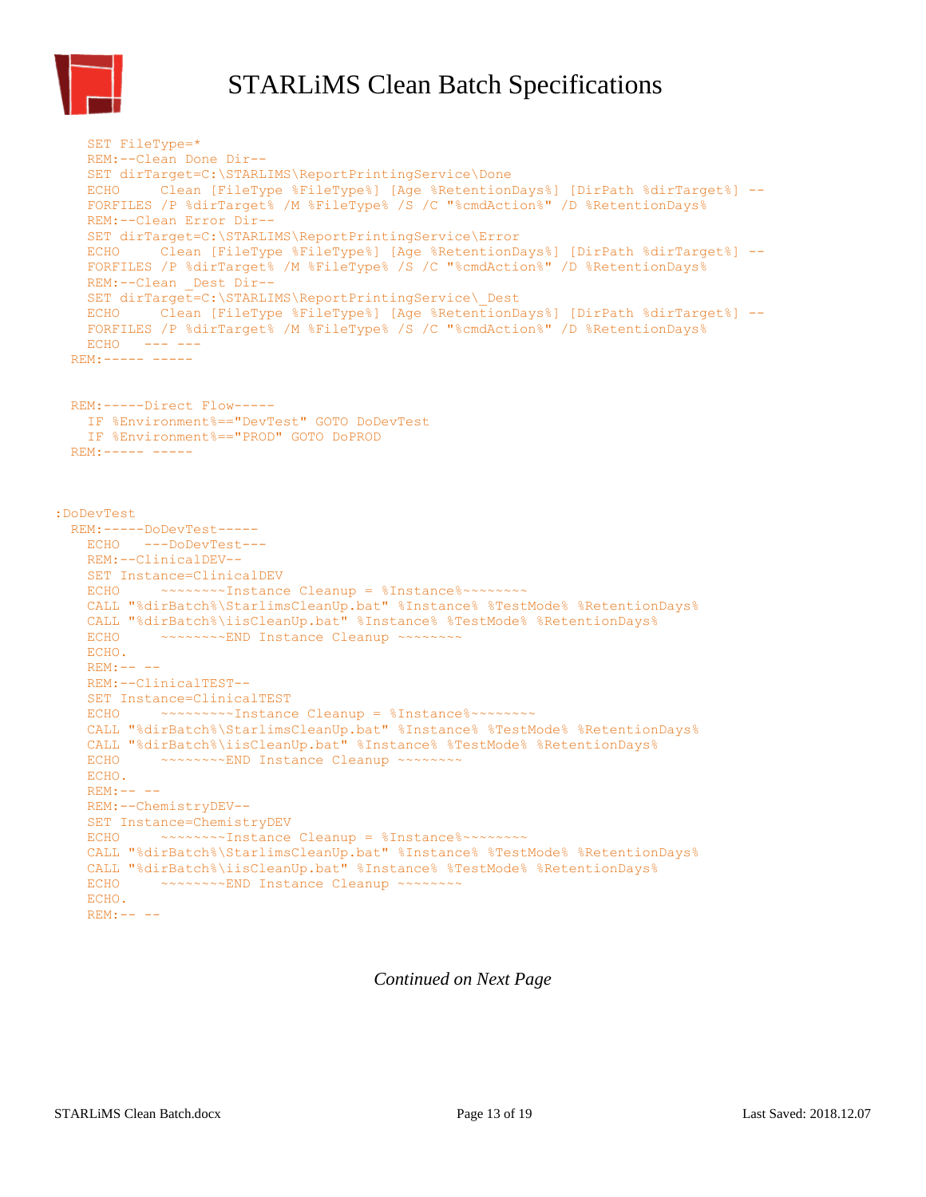```
    SET FileType=*
    REM:--Clean Done Dir--
    SET dirTarget=C:\STARLIMS\ReportPrintingService\Done
    ECHO     Clean [FileType %FileType%] [Age %RetentionDays%] [DirPath %dirTarget%] --
    FORFILES /P %dirTarget% /M %FileType% /S /C "%cmdAction%" /D %RetentionDays%
    REM:--Clean Error Dir--
    SET dirTarget=C:\STARLIMS\ReportPrintingService\Error
    ECHO     Clean [FileType %FileType%] [Age %RetentionDays%] [DirPath %dirTarget%] --
    FORFILES /P %dirTarget% /M %FileType% /S /C "%cmdAction%" /D %RetentionDays%
    REM:--Clean _Dest Dir--
    SET dirTarget=C:\STARLIMS\ReportPrintingService\_Dest
    ECHO     Clean [FileType %FileType%] [Age %RetentionDays%] [DirPath %dirTarget%] --
    FORFILES /P %dirTarget% /M %FileType% /S /C "%cmdAction%" /D %RetentionDays%
    ECHO   --- ---
  REM:----- -----


  REM:-----Direct Flow-----
    IF %Environment%=="DevTest" GOTO DoDevTest
    IF %Environment%=="PROD" GOTO DoPROD
  REM:----- -----



:DoDevTest
  REM:-----DoDevTest-----
    ECHO   ---DoDevTest---
    REM:--ClinicalDEV--
    SET Instance=ClinicalDEV
    ECHO     ~~~~~~~~Instance Cleanup = %Instance%~~~~~~~~
    CALL "%dirBatch%\StarlimsCleanUp.bat" %Instance% %TestMode% %RetentionDays%
    CALL "%dirBatch%\iisCleanUp.bat" %Instance% %TestMode% %RetentionDays%
    ECHO     ~~~~~~~~END Instance Cleanup ~~~~~~~~
    ECHO.
    REM:-- --
    REM:--ClinicalTEST--
    SET Instance=ClinicalTEST
    ECHO     ~~~~~~~~~Instance Cleanup = %Instance%~~~~~~~~
    CALL "%dirBatch%\StarlimsCleanUp.bat" %Instance% %TestMode% %RetentionDays%
    CALL "%dirBatch%\iisCleanUp.bat" %Instance% %TestMode% %RetentionDays%
    ECHO     ~~~~~~~~END Instance Cleanup ~~~~~~~~
    ECHO.
    REM:-- --
    REM:--ChemistryDEV--
    SET Instance=ChemistryDEV
    ECHO     ~~~~~~~~Instance Cleanup = %Instance%~~~~~~~~
    CALL "%dirBatch%\StarlimsCleanUp.bat" %Instance% %TestMode% %RetentionDays%
    CALL "%dirBatch%\iisCleanUp.bat" %Instance% %TestMode% %RetentionDays%
    ECHO     ~~~~~~~~END Instance Cleanup ~~~~~~~~
    ECHO.
    REM:-- --
```

*Continued on Next Page*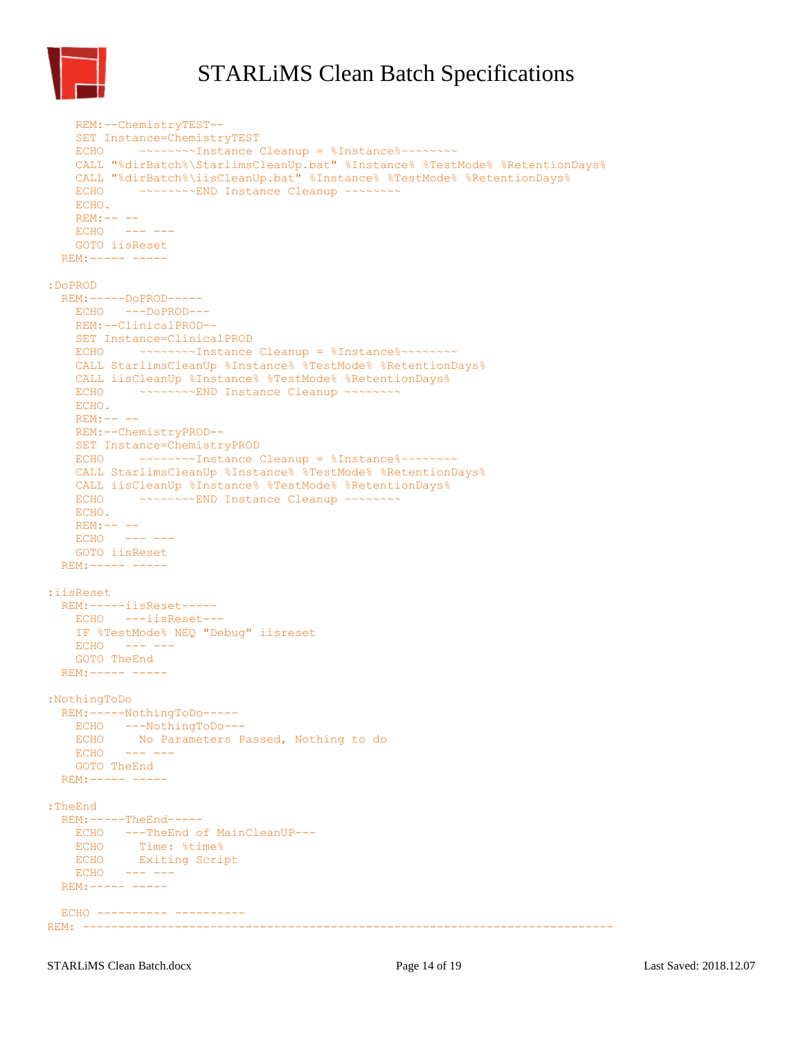```
    REM:--ChemistryTEST--
    SET Instance=ChemistryTEST
    ECHO     ~~~~~~~~Instance Cleanup = %Instance%~~~~~~~~
    CALL "%dirBatch%\StarlimsCleanUp.bat" %Instance% %TestMode% %RetentionDays%
    CALL "%dirBatch%\iisCleanUp.bat" %Instance% %TestMode% %RetentionDays%
    ECHO     ~~~~~~~~END Instance Cleanup ~~~~~~~~
    ECHO.
    REM:-- --
    ECHO   --- ---
    GOTO iisReset
  REM:----- -----

:DoPROD
  REM:-----DoPROD-----
    ECHO   ---DoPROD---
    REM:--ClinicalPROD--
    SET Instance=ClinicalPROD
    ECHO     ~~~~~~~~Instance Cleanup = %Instance%~~~~~~~~
    CALL StarlimsCleanUp %Instance% %TestMode% %RetentionDays%
    CALL iisCleanUp %Instance% %TestMode% %RetentionDays%
    ECHO     ~~~~~~~~END Instance Cleanup ~~~~~~~~
    ECHO.
    REM:-- --
    REM:--ChemistryPROD--
    SET Instance=ChemistryPROD
    ECHO     ~~~~~~~~Instance Cleanup = %Instance%~~~~~~~~
    CALL StarlimsCleanUp %Instance% %TestMode% %RetentionDays%
    CALL iisCleanUp %Instance% %TestMode% %RetentionDays%
    ECHO     ~~~~~~~~END Instance Cleanup ~~~~~~~~
    ECHO.
    REM:-- --
    ECHO   --- ---
    GOTO iisReset
  REM:----- -----

:iisReset
  REM:-----iisReset-----
    ECHO   ---iisReset---
    IF %TestMode% NEQ "Debug" iisreset
    ECHO   --- ---
    GOTO TheEnd
  REM:----- -----

:NothingToDo
  REM:-----NothingToDo-----
    ECHO   ---NothingToDo---
    ECHO     No Parameters Passed, Nothing to do
    ECHO   --- ---
    GOTO TheEnd
  REM:----- -----

:TheEnd
  REM:-----TheEnd-----
    ECHO   ---TheEnd of MainCleanUP---
    ECHO     Time: %time%
    ECHO     Exiting Script
    ECHO   --- ---
  REM:----- -----

  ECHO ---------- ----------
REM: ---------------------------------------------------------------------------
```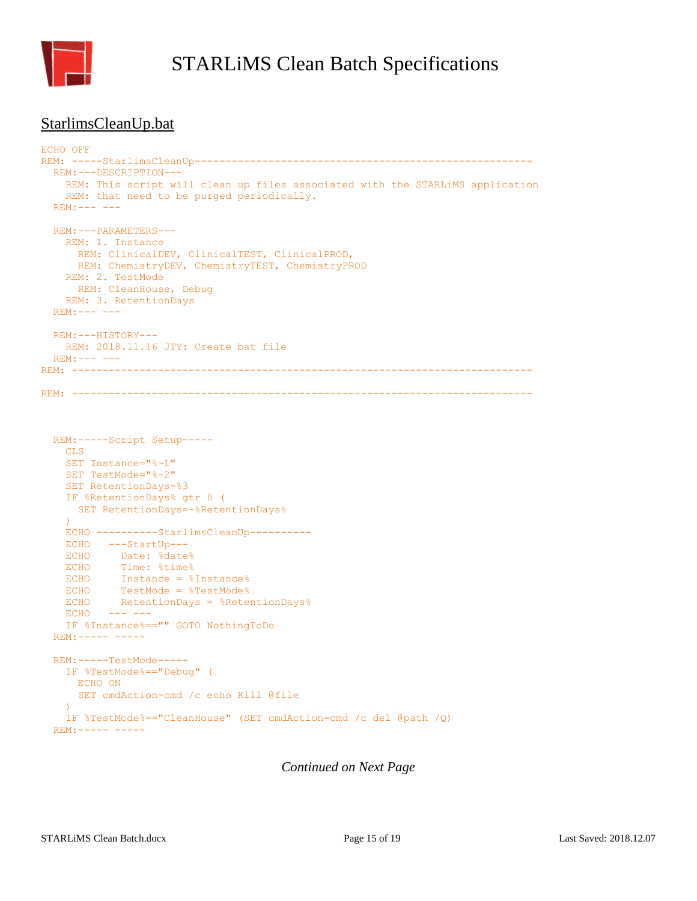# STARLiMS Clean Batch Specifications

## StarlimsCleanUp.bat

```
ECHO OFF
REM: -----StarlimsCleanUp--------------------------------------------------------
  REM:---DESCRIPTION---
    REM: This script will clean up files associated with the STARLiMS application
    REM: that need to be purged periodically.
  REM:--- ---

  REM:---PARAMETERS---
    REM: 1. Instance
      REM: ClinicalDEV, ClinicalTEST, ClinicalPROD,
      REM: ChemistryDEV, ChemistryTEST, ChemistryPROD
    REM: 2. TestMode
      REM: CleanHouse, Debug
    REM: 3. RetentionDays
  REM:--- ---

  REM:---HISTORY---
    REM: 2018.11.16 JTY: Create bat file
  REM:--- ---
REM: ------------------------------------------------------------------------------

REM: ------------------------------------------------------------------------------



  REM:-----Script Setup-----
    CLS
    SET Instance="%~1"
    SET TestMode="%~2"
    SET RetentionDays=%3
    IF %RetentionDays% gtr 0 (
      SET RetentionDays=-%RetentionDays%
    )
    ECHO ----------StarlimsCleanUp----------
    ECHO   ---StartUp---
    ECHO     Date: %date%
    ECHO     Time: %time%
    ECHO     Instance = %Instance%
    ECHO     TestMode = %TestMode%
    ECHO     RetentionDays = %RetentionDays%
    ECHO   --- ---
    IF %Instance%=="" GOTO NothingToDo
  REM:----- -----

  REM:-----TestMode-----
    IF %TestMode%=="Debug" (
      ECHO ON
      SET cmdAction=cmd /c echo Kill @file
    )
    IF %TestMode%=="CleanHouse" (SET cmdAction=cmd /c del @path /Q)
  REM:----- -----
```

*Continued on Next Page*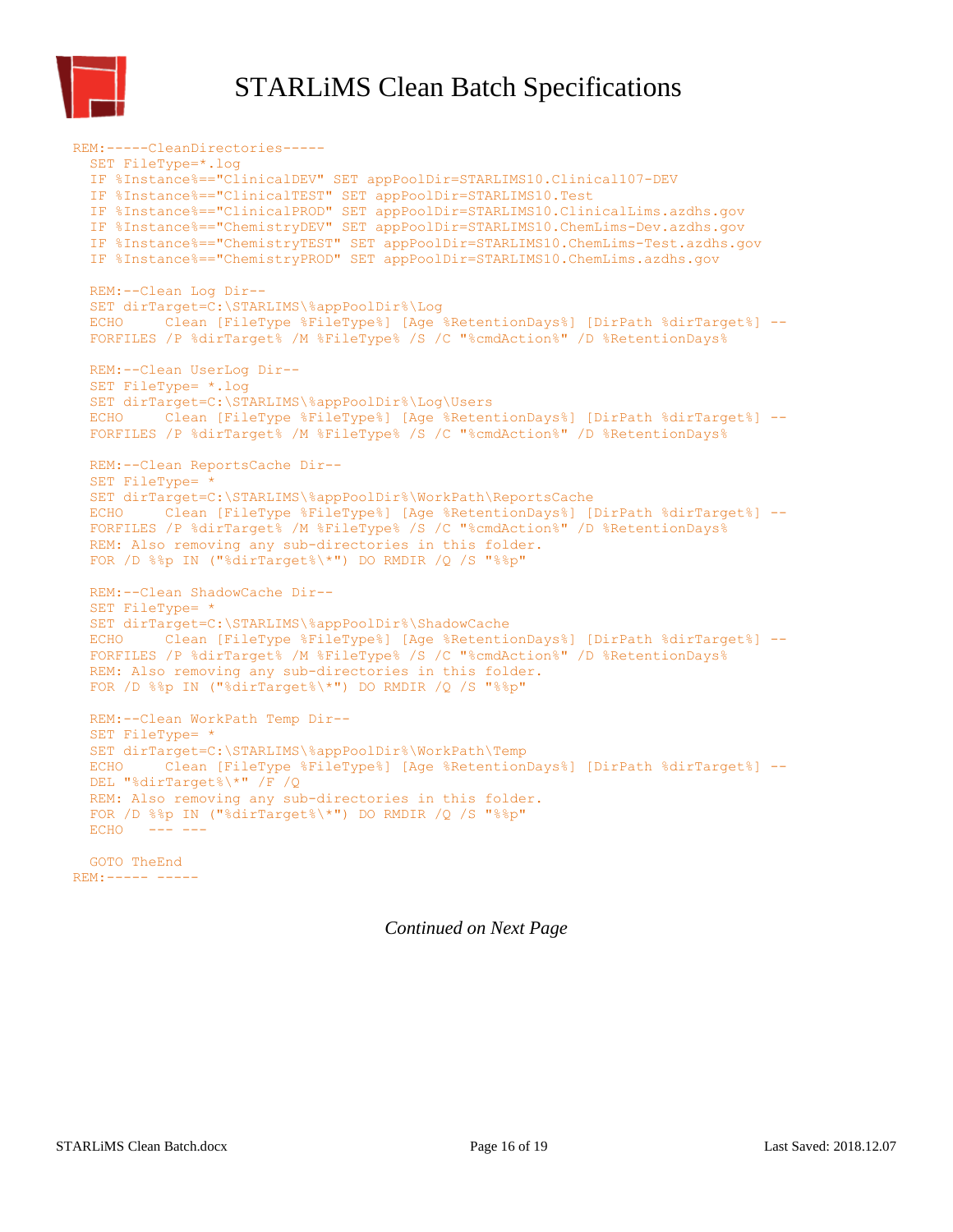```
REM:-----CleanDirectories-----
  SET FileType=*.log
  IF %Instance%=="ClinicalDEV" SET appPoolDir=STARLIMS10.Clinical107-DEV
  IF %Instance%=="ClinicalTEST" SET appPoolDir=STARLIMS10.Test
  IF %Instance%=="ClinicalPROD" SET appPoolDir=STARLIMS10.ClinicalLims.azdhs.gov
  IF %Instance%=="ChemistryDEV" SET appPoolDir=STARLIMS10.ChemLims-Dev.azdhs.gov
  IF %Instance%=="ChemistryTEST" SET appPoolDir=STARLIMS10.ChemLims-Test.azdhs.gov
  IF %Instance%=="ChemistryPROD" SET appPoolDir=STARLIMS10.ChemLims.azdhs.gov

  REM:--Clean Log Dir--
  SET dirTarget=C:\STARLIMS\%appPoolDir%\Log
  ECHO     Clean [FileType %FileType%] [Age %RetentionDays%] [DirPath %dirTarget%] --
  FORFILES /P %dirTarget% /M %FileType% /S /C "%cmdAction%" /D %RetentionDays%

  REM:--Clean UserLog Dir--
  SET FileType= *.log
  SET dirTarget=C:\STARLIMS\%appPoolDir%\Log\Users
  ECHO     Clean [FileType %FileType%] [Age %RetentionDays%] [DirPath %dirTarget%] --
  FORFILES /P %dirTarget% /M %FileType% /S /C "%cmdAction%" /D %RetentionDays%

  REM:--Clean ReportsCache Dir--
  SET FileType= *
  SET dirTarget=C:\STARLIMS\%appPoolDir%\WorkPath\ReportsCache
  ECHO     Clean [FileType %FileType%] [Age %RetentionDays%] [DirPath %dirTarget%] --
  FORFILES /P %dirTarget% /M %FileType% /S /C "%cmdAction%" /D %RetentionDays%
  REM: Also removing any sub-directories in this folder.
  FOR /D %%p IN ("%dirTarget%\*") DO RMDIR /Q /S "%%p"

  REM:--Clean ShadowCache Dir--
  SET FileType= *
  SET dirTarget=C:\STARLIMS\%appPoolDir%\ShadowCache
  ECHO     Clean [FileType %FileType%] [Age %RetentionDays%] [DirPath %dirTarget%] --
  FORFILES /P %dirTarget% /M %FileType% /S /C "%cmdAction%" /D %RetentionDays%
  REM: Also removing any sub-directories in this folder.
  FOR /D %%p IN ("%dirTarget%\*") DO RMDIR /Q /S "%%p"

  REM:--Clean WorkPath Temp Dir--
  SET FileType= *
  SET dirTarget=C:\STARLIMS\%appPoolDir%\WorkPath\Temp
  ECHO     Clean [FileType %FileType%] [Age %RetentionDays%] [DirPath %dirTarget%] --
  DEL "%dirTarget%\*" /F /Q
  REM: Also removing any sub-directories in this folder.
  FOR /D %%p IN ("%dirTarget%\*") DO RMDIR /Q /S "%%p"
  ECHO   --- ---

  GOTO TheEnd
REM:----- -----
```

*Continued on Next Page*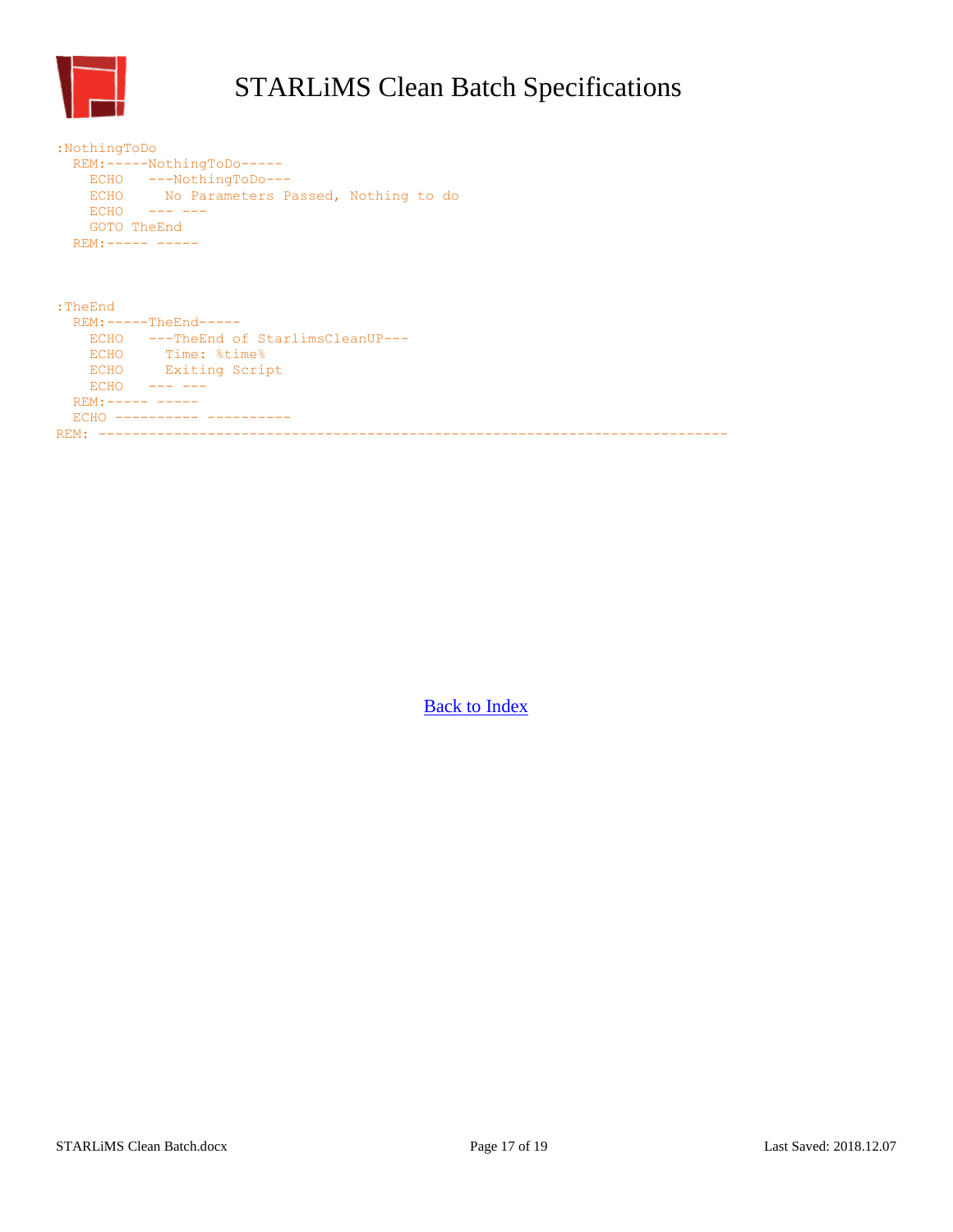```
:NothingToDo
  REM:-----NothingToDo-----
    ECHO   ---NothingToDo---
    ECHO     No Parameters Passed, Nothing to do
    ECHO   --- ---
    GOTO TheEnd
  REM:----- -----



:TheEnd
  REM:-----TheEnd-----
    ECHO   ---TheEnd of StarlimsCleanUP---
    ECHO     Time: %time%
    ECHO     Exiting Script
    ECHO   --- ---
  REM:----- -----
  ECHO ---------- ----------
REM: ---------------------------------------------------------------------------
```

[Back to Index]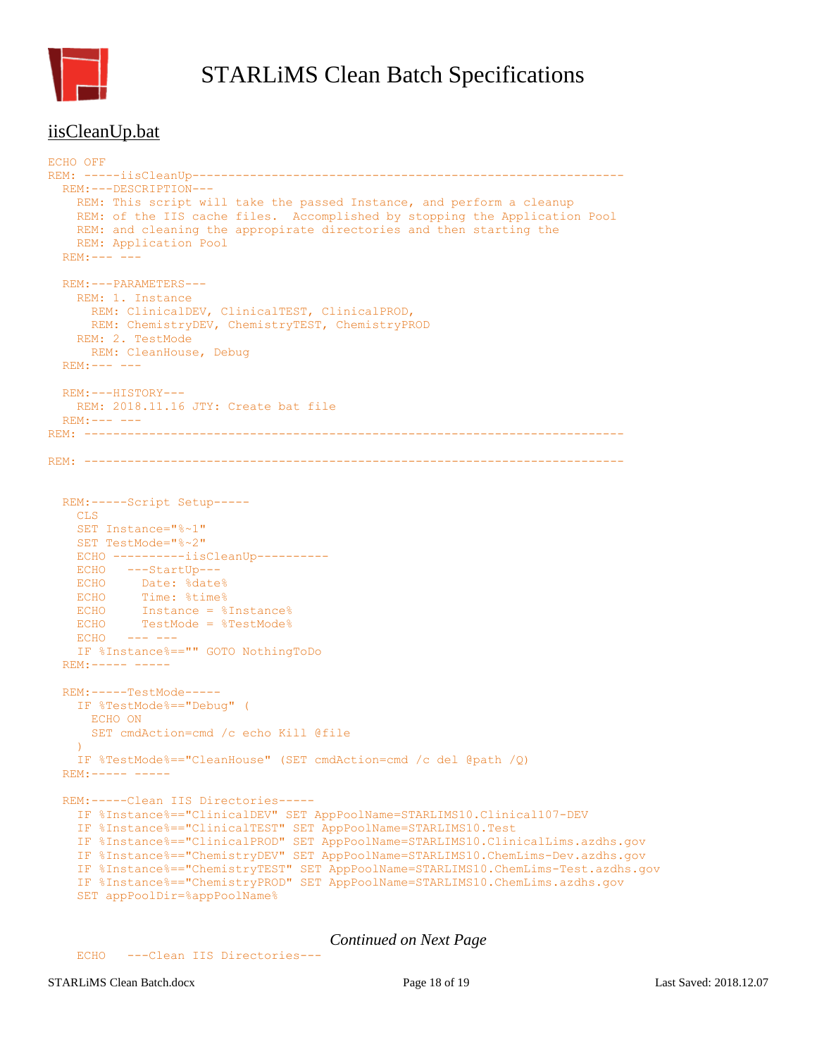## iisCleanUp.bat

```
ECHO OFF
REM: -----iisCleanUp-----------------------------------------------------------
  REM:---DESCRIPTION---
    REM: This script will take the passed Instance, and perform a cleanup
    REM: of the IIS cache files.  Accomplished by stopping the Application Pool
    REM: and cleaning the appropirate directories and then starting the
    REM: Application Pool
  REM:--- ---

  REM:---PARAMETERS---
    REM: 1. Instance
      REM: ClinicalDEV, ClinicalTEST, ClinicalPROD,
      REM: ChemistryDEV, ChemistryTEST, ChemistryPROD
    REM: 2. TestMode
      REM: CleanHouse, Debug
  REM:--- ---

  REM:---HISTORY---
    REM: 2018.11.16 JTY: Create bat file
  REM:--- ---
REM: --------------------------------------------------------------------------

REM: --------------------------------------------------------------------------


  REM:-----Script Setup-----
    CLS
    SET Instance="%~1"
    SET TestMode="%~2"
    ECHO ----------iisCleanUp----------
    ECHO   ---StartUp---
    ECHO     Date: %date%
    ECHO     Time: %time%
    ECHO     Instance = %Instance%
    ECHO     TestMode = %TestMode%
    ECHO   --- ---
    IF %Instance%=="" GOTO NothingToDo
  REM:----- -----

  REM:-----TestMode-----
    IF %TestMode%=="Debug" (
      ECHO ON
      SET cmdAction=cmd /c echo Kill @file
    )
    IF %TestMode%=="CleanHouse" (SET cmdAction=cmd /c del @path /Q)
  REM:----- -----

  REM:-----Clean IIS Directories-----
    IF %Instance%=="ClinicalDEV" SET AppPoolName=STARLIMS10.Clinical107-DEV
    IF %Instance%=="ClinicalTEST" SET AppPoolName=STARLIMS10.Test
    IF %Instance%=="ClinicalPROD" SET AppPoolName=STARLIMS10.ClinicalLims.azdhs.gov
    IF %Instance%=="ChemistryDEV" SET AppPoolName=STARLIMS10.ChemLims-Dev.azdhs.gov
    IF %Instance%=="ChemistryTEST" SET AppPoolName=STARLIMS10.ChemLims-Test.azdhs.gov
    IF %Instance%=="ChemistryPROD" SET AppPoolName=STARLIMS10.ChemLims.azdhs.gov
    SET appPoolDir=%appPoolName%
```

*Continued on Next Page*

```
    ECHO   ---Clean IIS Directories---
```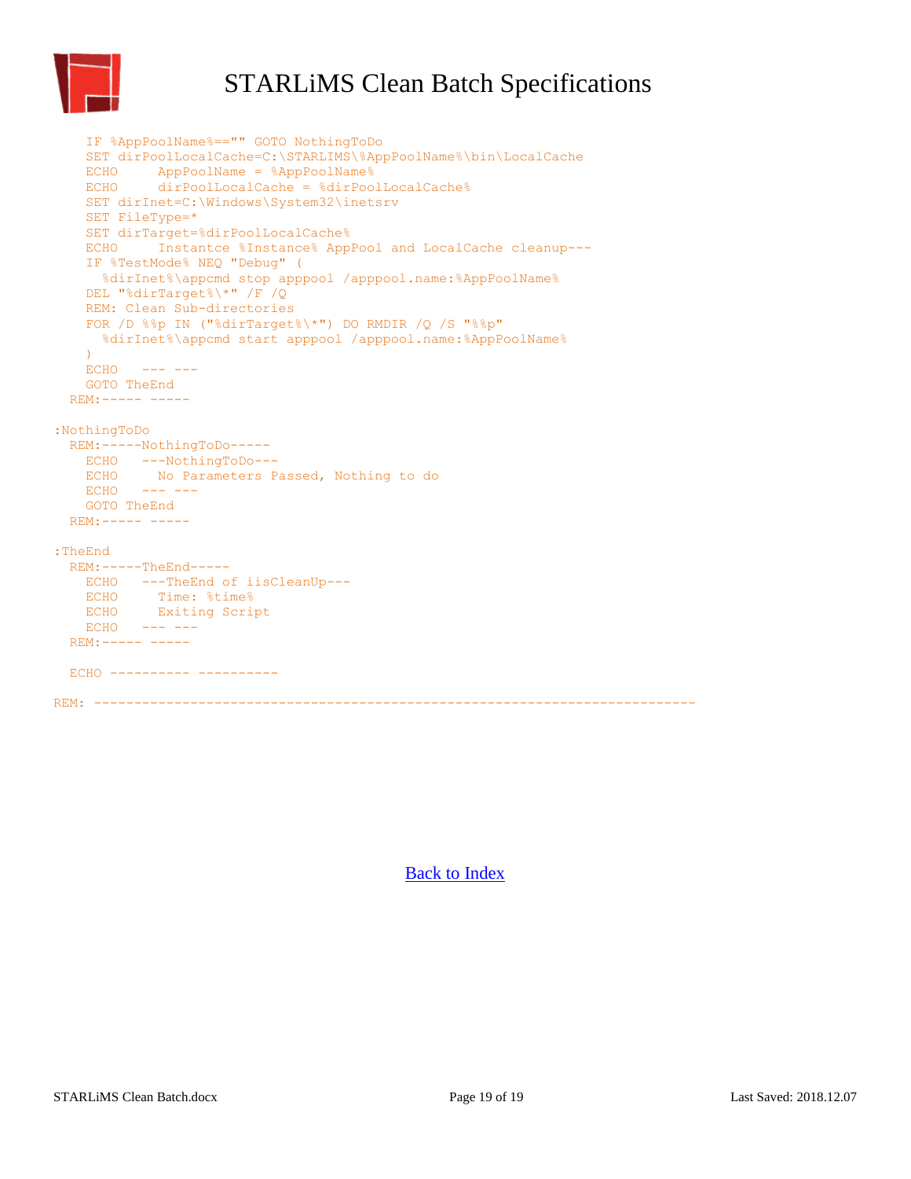```
    IF %AppPoolName%=="" GOTO NothingToDo
    SET dirPoolLocalCache=C:\STARLIMS\%AppPoolName%\bin\LocalCache
    ECHO     AppPoolName = %AppPoolName%
    ECHO     dirPoolLocalCache = %dirPoolLocalCache%
    SET dirInet=C:\Windows\System32\inetsrv
    SET FileType=*
    SET dirTarget=%dirPoolLocalCache%
    ECHO     Instantce %Instance% AppPool and LocalCache cleanup---
    IF %TestMode% NEQ "Debug" (
      %dirInet%\appcmd stop apppool /apppool.name:%AppPoolName%
    DEL "%dirTarget%\*" /F /Q
    REM: Clean Sub-directories
    FOR /D %%p IN ("%dirTarget%\*") DO RMDIR /Q /S "%%p"
      %dirInet%\appcmd start apppool /apppool.name:%AppPoolName%
    )
    ECHO   --- ---
    GOTO TheEnd
  REM:----- -----

:NothingToDo
  REM:-----NothingToDo-----
    ECHO   ---NothingToDo---
    ECHO     No Parameters Passed, Nothing to do
    ECHO   --- ---
    GOTO TheEnd
  REM:----- -----

:TheEnd
  REM:-----TheEnd-----
    ECHO   ---TheEnd of iisCleanUp---
    ECHO     Time: %time%
    ECHO     Exiting Script
    ECHO   --- ---
  REM:----- -----

  ECHO ---------- ----------

REM: ---------------------------------------------------------------------------
```

Back to Index